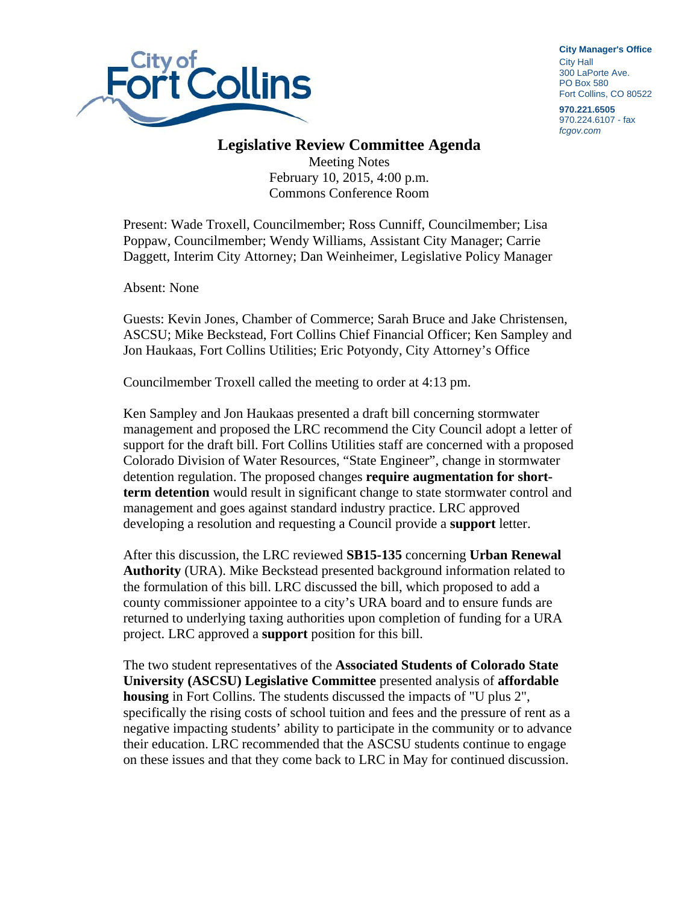City Manager's Office
City Hall
300 LaPorte Ave.
PO Box 580
Fort Collins, CO 80522

970.221.6505
970.224.6107 - fax
*fcgov.com*

# Legislative Review Committee Agenda

Meeting Notes
February 10, 2015, 4:00 p.m.
Commons Conference Room

Present: Wade Troxell, Councilmember; Ross Cunniff, Councilmember; Lisa Poppaw, Councilmember; Wendy Williams, Assistant City Manager; Carrie Daggett, Interim City Attorney; Dan Weinheimer, Legislative Policy Manager

Absent: None

Guests: Kevin Jones, Chamber of Commerce; Sarah Bruce and Jake Christensen, ASCSU; Mike Beckstead, Fort Collins Chief Financial Officer; Ken Sampley and Jon Haukaas, Fort Collins Utilities; Eric Potyondy, City Attorney's Office

Councilmember Troxell called the meeting to order at 4:13 pm.

Ken Sampley and Jon Haukaas presented a draft bill concerning stormwater management and proposed the LRC recommend the City Council adopt a letter of support for the draft bill. Fort Collins Utilities staff are concerned with a proposed Colorado Division of Water Resources, "State Engineer", change in stormwater detention regulation. The proposed changes **require augmentation for short-term detention** would result in significant change to state stormwater control and management and goes against standard industry practice. LRC approved developing a resolution and requesting a Council provide a **support** letter.

After this discussion, the LRC reviewed **SB15-135** concerning **Urban Renewal Authority** (URA). Mike Beckstead presented background information related to the formulation of this bill. LRC discussed the bill, which proposed to add a county commissioner appointee to a city's URA board and to ensure funds are returned to underlying taxing authorities upon completion of funding for a URA project. LRC approved a **support** position for this bill.

The two student representatives of the **Associated Students of Colorado State University (ASCSU) Legislative Committee** presented analysis of **affordable housing** in Fort Collins. The students discussed the impacts of "U plus 2", specifically the rising costs of school tuition and fees and the pressure of rent as a negative impacting students' ability to participate in the community or to advance their education. LRC recommended that the ASCSU students continue to engage on these issues and that they come back to LRC in May for continued discussion.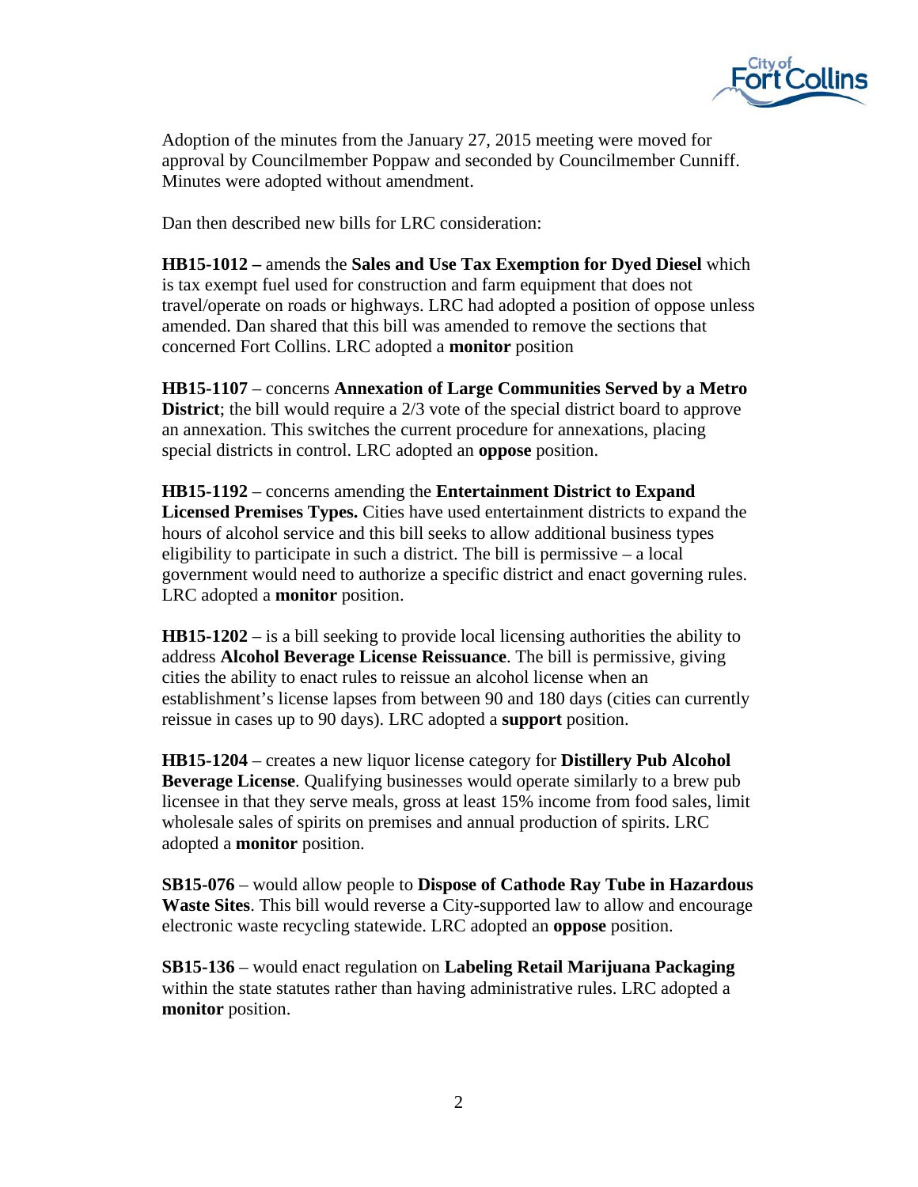Adoption of the minutes from the January 27, 2015 meeting were moved for approval by Councilmember Poppaw and seconded by Councilmember Cunniff. Minutes were adopted without amendment.

Dan then described new bills for LRC consideration:

**HB15-1012 –** amends the **Sales and Use Tax Exemption for Dyed Diesel** which is tax exempt fuel used for construction and farm equipment that does not travel/operate on roads or highways. LRC had adopted a position of oppose unless amended. Dan shared that this bill was amended to remove the sections that concerned Fort Collins. LRC adopted a **monitor** position

**HB15-1107** – concerns **Annexation of Large Communities Served by a Metro District**; the bill would require a 2/3 vote of the special district board to approve an annexation. This switches the current procedure for annexations, placing special districts in control. LRC adopted an **oppose** position.

**HB15-1192** – concerns amending the **Entertainment District to Expand Licensed Premises Types.** Cities have used entertainment districts to expand the hours of alcohol service and this bill seeks to allow additional business types eligibility to participate in such a district. The bill is permissive – a local government would need to authorize a specific district and enact governing rules. LRC adopted a **monitor** position.

**HB15-1202** – is a bill seeking to provide local licensing authorities the ability to address **Alcohol Beverage License Reissuance**. The bill is permissive, giving cities the ability to enact rules to reissue an alcohol license when an establishment's license lapses from between 90 and 180 days (cities can currently reissue in cases up to 90 days). LRC adopted a **support** position.

**HB15-1204** – creates a new liquor license category for **Distillery Pub Alcohol Beverage License**. Qualifying businesses would operate similarly to a brew pub licensee in that they serve meals, gross at least 15% income from food sales, limit wholesale sales of spirits on premises and annual production of spirits. LRC adopted a **monitor** position.

**SB15-076** – would allow people to **Dispose of Cathode Ray Tube in Hazardous Waste Sites**. This bill would reverse a City-supported law to allow and encourage electronic waste recycling statewide. LRC adopted an **oppose** position.

**SB15-136** – would enact regulation on **Labeling Retail Marijuana Packaging** within the state statutes rather than having administrative rules. LRC adopted a **monitor** position.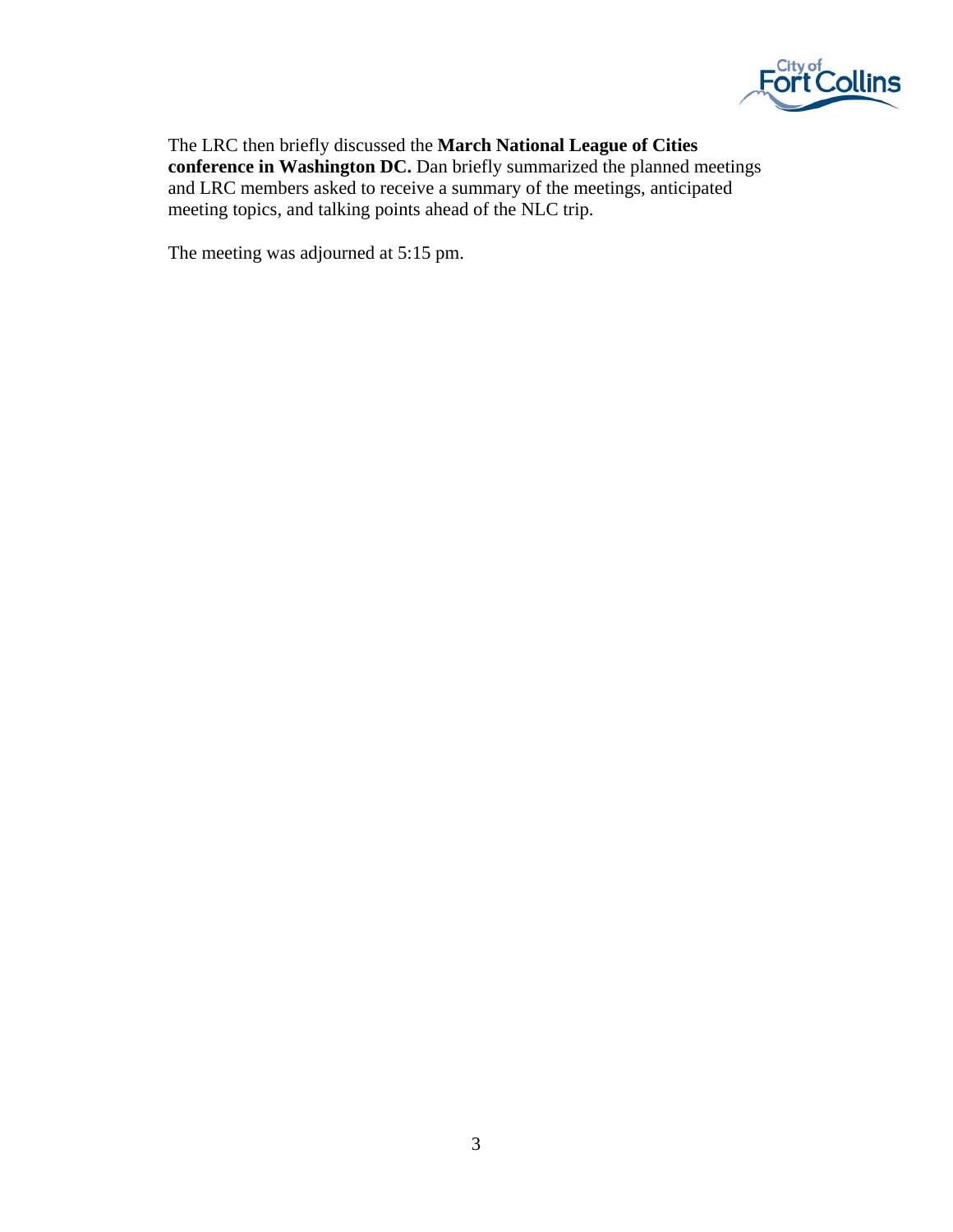The LRC then briefly discussed the **March National League of Cities conference in Washington DC.** Dan briefly summarized the planned meetings and LRC members asked to receive a summary of the meetings, anticipated meeting topics, and talking points ahead of the NLC trip.

The meeting was adjourned at 5:15 pm.